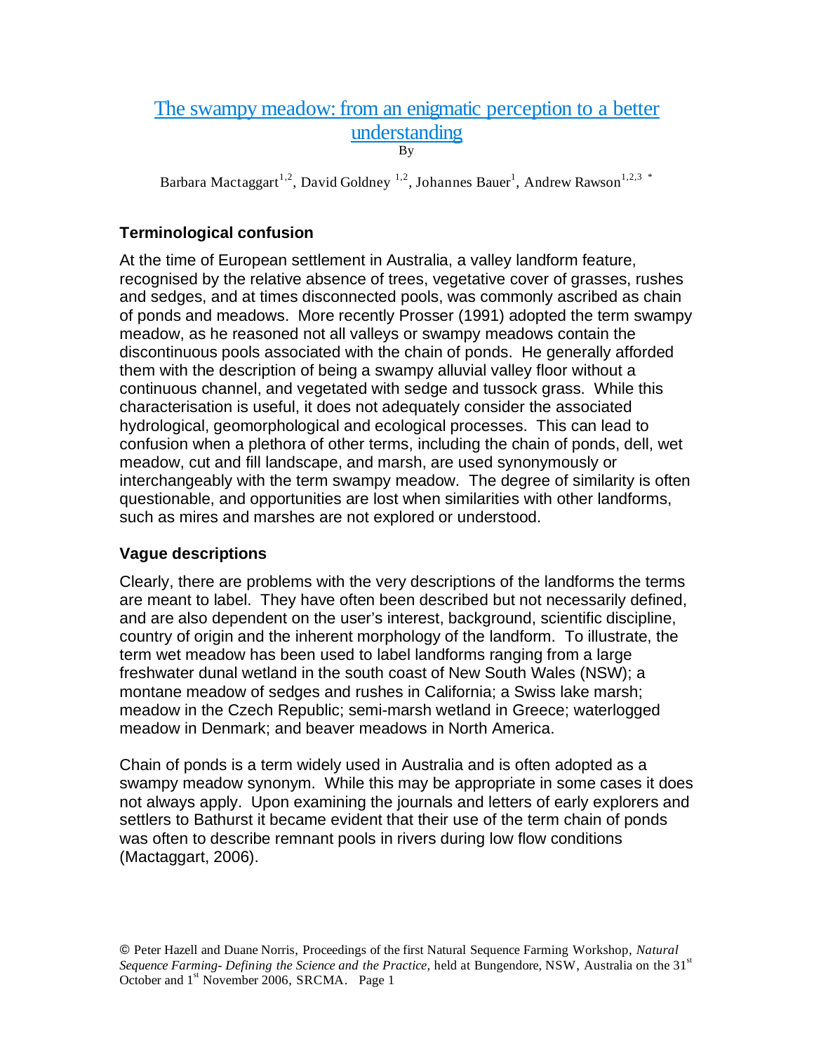# The swampy meadow: from an enigmatic perception to a better understanding

By

Barbara Mactaggart[1,2], David Goldney [1,2], Johannes Bauer[1], Andrew Rawson[1,2,3 *]

## Terminological confusion

At the time of European settlement in Australia, a valley landform feature, recognised by the relative absence of trees, vegetative cover of grasses, rushes and sedges, and at times disconnected pools, was commonly ascribed as chain of ponds and meadows. More recently Prosser (1991) adopted the term swampy meadow, as he reasoned not all valleys or swampy meadows contain the discontinuous pools associated with the chain of ponds. He generally afforded them with the description of being a swampy alluvial valley floor without a continuous channel, and vegetated with sedge and tussock grass. While this characterisation is useful, it does not adequately consider the associated hydrological, geomorphological and ecological processes. This can lead to confusion when a plethora of other terms, including the chain of ponds, dell, wet meadow, cut and fill landscape, and marsh, are used synonymously or interchangeably with the term swampy meadow. The degree of similarity is often questionable, and opportunities are lost when similarities with other landforms, such as mires and marshes are not explored or understood.

## Vague descriptions

Clearly, there are problems with the very descriptions of the landforms the terms are meant to label. They have often been described but not necessarily defined, and are also dependent on the user's interest, background, scientific discipline, country of origin and the inherent morphology of the landform. To illustrate, the term wet meadow has been used to label landforms ranging from a large freshwater dunal wetland in the south coast of New South Wales (NSW); a montane meadow of sedges and rushes in California; a Swiss lake marsh; meadow in the Czech Republic; semi-marsh wetland in Greece; waterlogged meadow in Denmark; and beaver meadows in North America.

Chain of ponds is a term widely used in Australia and is often adopted as a swampy meadow synonym. While this may be appropriate in some cases it does not always apply. Upon examining the journals and letters of early explorers and settlers to Bathurst it became evident that their use of the term chain of ponds was often to describe remnant pools in rivers during low flow conditions (Mactaggart, 2006).

© Peter Hazell and Duane Norris, Proceedings of the first Natural Sequence Farming Workshop, *Natural Sequence Farming- Defining the Science and the Practice*, held at Bungendore, NSW, Australia on the 31st October and 1st November 2006, SRCMA.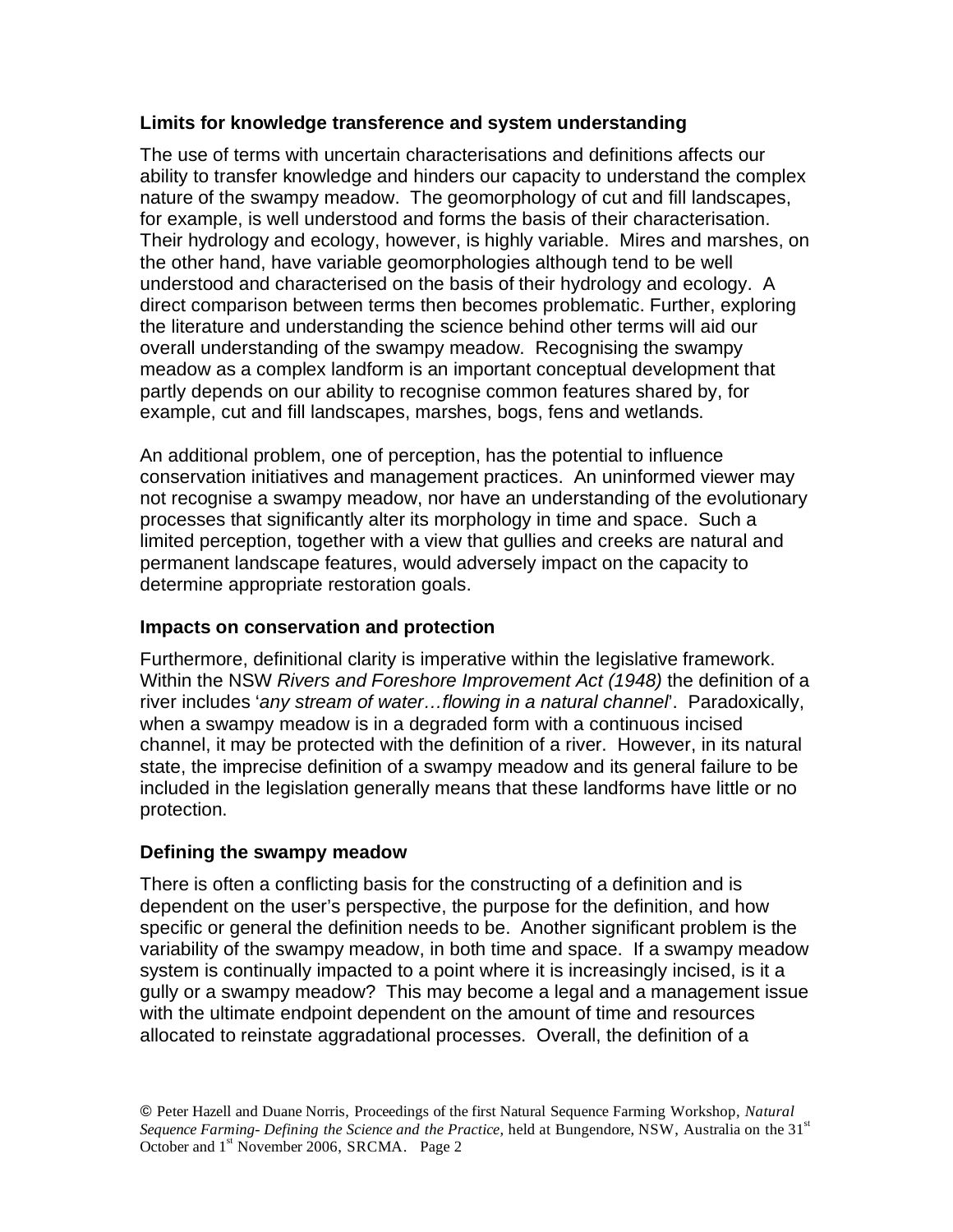### Limits for knowledge transference and system understanding

The use of terms with uncertain characterisations and definitions affects our ability to transfer knowledge and hinders our capacity to understand the complex nature of the swampy meadow. The geomorphology of cut and fill landscapes, for example, is well understood and forms the basis of their characterisation. Their hydrology and ecology, however, is highly variable. Mires and marshes, on the other hand, have variable geomorphologies although tend to be well understood and characterised on the basis of their hydrology and ecology. A direct comparison between terms then becomes problematic. Further, exploring the literature and understanding the science behind other terms will aid our overall understanding of the swampy meadow. Recognising the swampy meadow as a complex landform is an important conceptual development that partly depends on our ability to recognise common features shared by, for example, cut and fill landscapes, marshes, bogs, fens and wetlands.

An additional problem, one of perception, has the potential to influence conservation initiatives and management practices. An uninformed viewer may not recognise a swampy meadow, nor have an understanding of the evolutionary processes that significantly alter its morphology in time and space. Such a limited perception, together with a view that gullies and creeks are natural and permanent landscape features, would adversely impact on the capacity to determine appropriate restoration goals.

### Impacts on conservation and protection

Furthermore, definitional clarity is imperative within the legislative framework. Within the NSW *Rivers and Foreshore Improvement Act (1948)* the definition of a river includes '*any stream of water…flowing in a natural channel*'. Paradoxically, when a swampy meadow is in a degraded form with a continuous incised channel, it may be protected with the definition of a river. However, in its natural state, the imprecise definition of a swampy meadow and its general failure to be included in the legislation generally means that these landforms have little or no protection.

### Defining the swampy meadow

There is often a conflicting basis for the constructing of a definition and is dependent on the user's perspective, the purpose for the definition, and how specific or general the definition needs to be. Another significant problem is the variability of the swampy meadow, in both time and space. If a swampy meadow system is continually impacted to a point where it is increasingly incised, is it a gully or a swampy meadow? This may become a legal and a management issue with the ultimate endpoint dependent on the amount of time and resources allocated to reinstate aggradational processes. Overall, the definition of a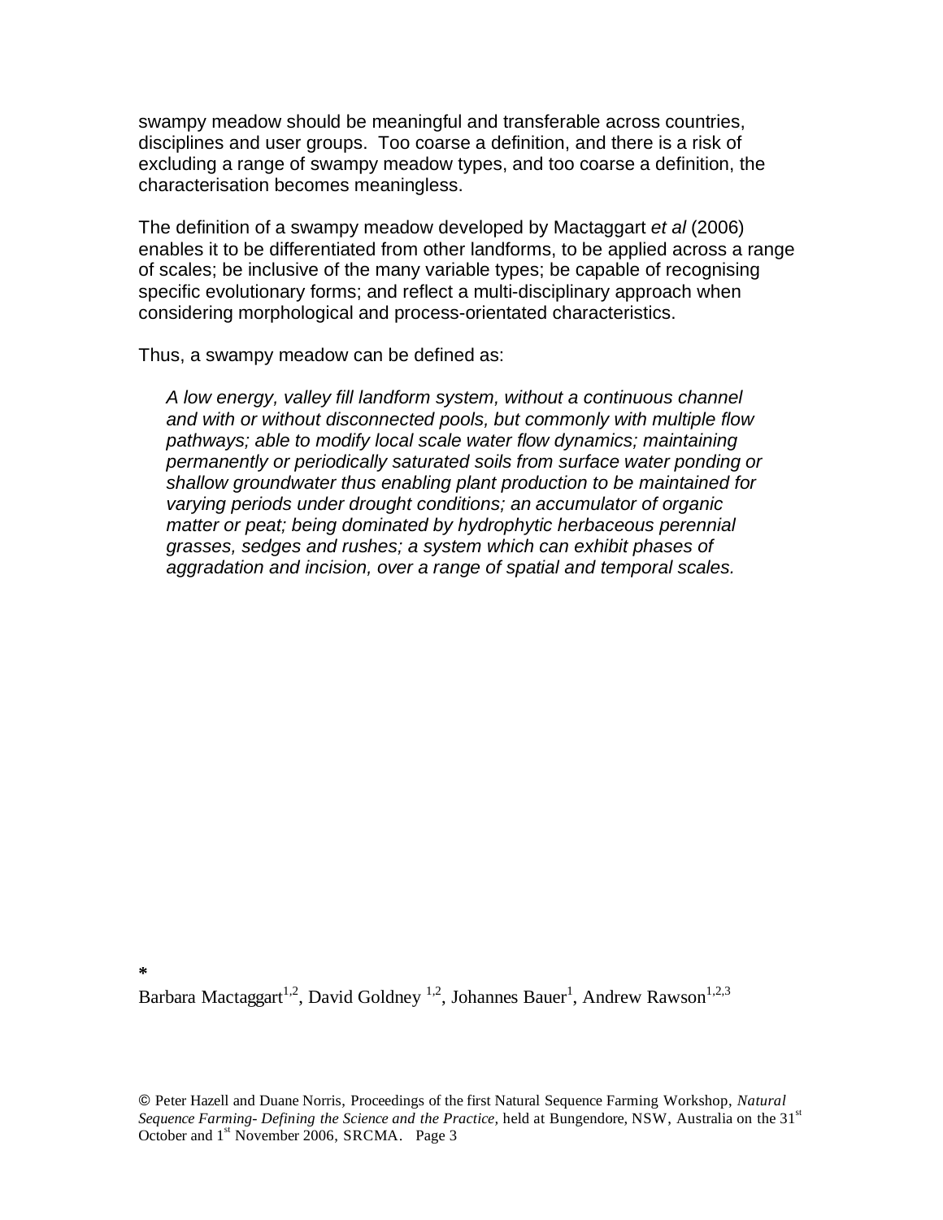swampy meadow should be meaningful and transferable across countries, disciplines and user groups. Too coarse a definition, and there is a risk of excluding a range of swampy meadow types, and too coarse a definition, the characterisation becomes meaningless.

The definition of a swampy meadow developed by Mactaggart *et al* (2006) enables it to be differentiated from other landforms, to be applied across a range of scales; be inclusive of the many variable types; be capable of recognising specific evolutionary forms; and reflect a multi-disciplinary approach when considering morphological and process-orientated characteristics.

Thus, a swampy meadow can be defined as:

> *A low energy, valley fill landform system, without a continuous channel and with or without disconnected pools, but commonly with multiple flow pathways; able to modify local scale water flow dynamics; maintaining permanently or periodically saturated soils from surface water ponding or shallow groundwater thus enabling plant production to be maintained for varying periods under drought conditions; an accumulator of organic matter or peat; being dominated by hydrophytic herbaceous perennial grasses, sedges and rushes; a system which can exhibit phases of aggradation and incision, over a range of spatial and temporal scales.*

\*

Barbara Mactaggart[1,2], David Goldney [1,2], Johannes Bauer[1], Andrew Rawson[1,2,3]

© Peter Hazell and Duane Norris, Proceedings of the first Natural Sequence Farming Workshop, *Natural Sequence Farming- Defining the Science and the Practice*, held at Bungendore, NSW, Australia on the 31st October and 1st November 2006, SRCMA.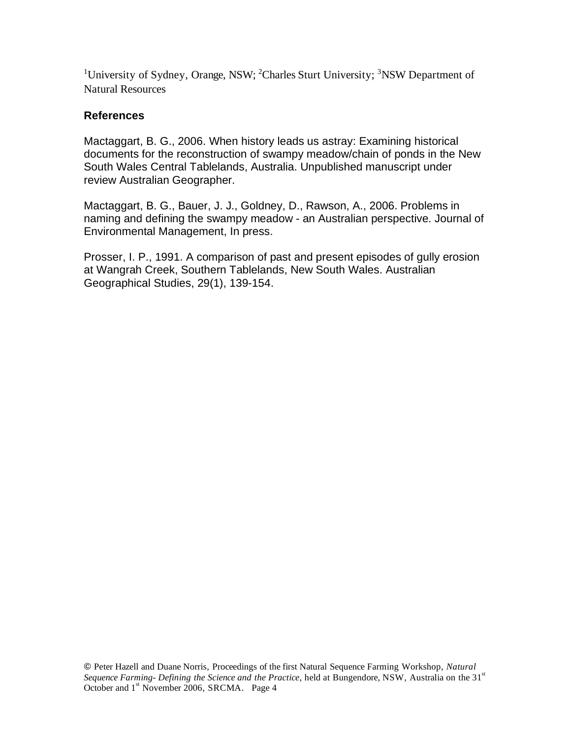[1]University of Sydney, Orange, NSW; [2]Charles Sturt University; [3]NSW Department of Natural Resources

### References

Mactaggart, B. G., 2006. When history leads us astray: Examining historical documents for the reconstruction of swampy meadow/chain of ponds in the New South Wales Central Tablelands, Australia. Unpublished manuscript under review Australian Geographer.

Mactaggart, B. G., Bauer, J. J., Goldney, D., Rawson, A., 2006. Problems in naming and defining the swampy meadow - an Australian perspective. Journal of Environmental Management, In press.

Prosser, I. P., 1991. A comparison of past and present episodes of gully erosion at Wangrah Creek, Southern Tablelands, New South Wales. Australian Geographical Studies, 29(1), 139-154.